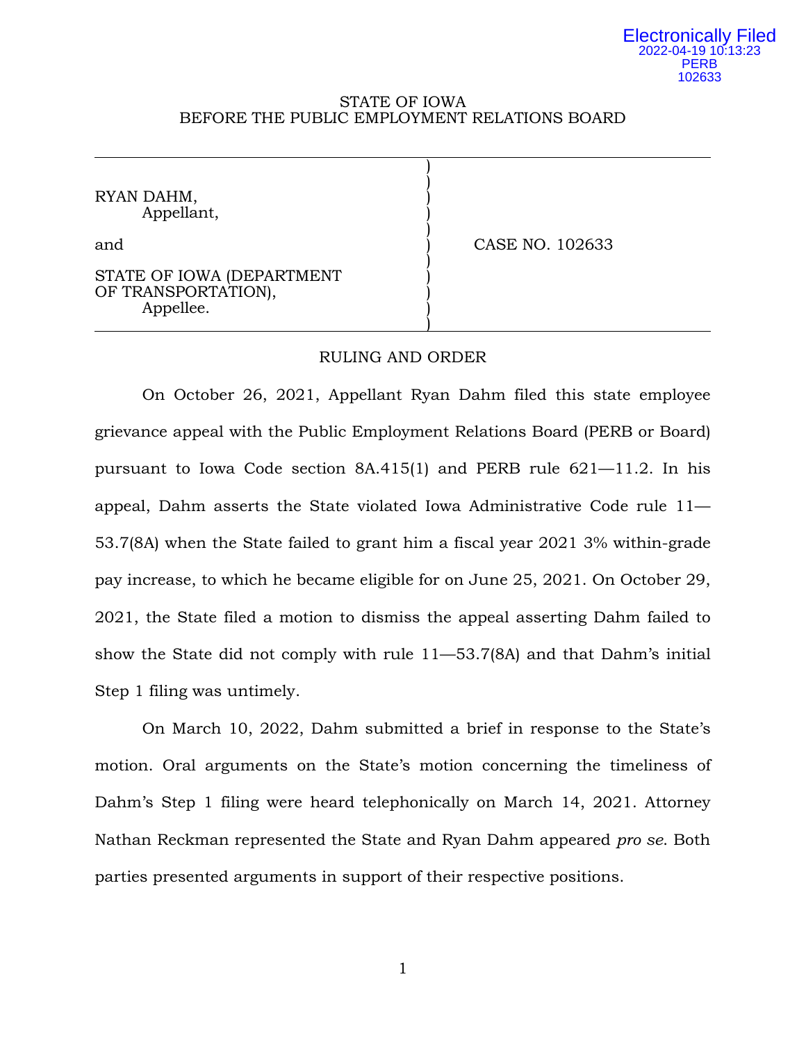Electronically Filed
2022-04-19 10:13:23
PERB
102633

STATE OF IOWA
BEFORE THE PUBLIC EMPLOYMENT RELATIONS BOARD

RYAN DAHM,
Appellant,

and

STATE OF IOWA (DEPARTMENT OF TRANSPORTATION),
Appellee.

CASE NO. 102633

RULING AND ORDER

On October 26, 2021, Appellant Ryan Dahm filed this state employee grievance appeal with the Public Employment Relations Board (PERB or Board) pursuant to Iowa Code section 8A.415(1) and PERB rule 621—11.2. In his appeal, Dahm asserts the State violated Iowa Administrative Code rule 11—53.7(8A) when the State failed to grant him a fiscal year 2021 3% within-grade pay increase, to which he became eligible for on June 25, 2021. On October 29, 2021, the State filed a motion to dismiss the appeal asserting Dahm failed to show the State did not comply with rule 11—53.7(8A) and that Dahm's initial Step 1 filing was untimely.

On March 10, 2022, Dahm submitted a brief in response to the State's motion. Oral arguments on the State's motion concerning the timeliness of Dahm's Step 1 filing were heard telephonically on March 14, 2021. Attorney Nathan Reckman represented the State and Ryan Dahm appeared *pro se*. Both parties presented arguments in support of their respective positions.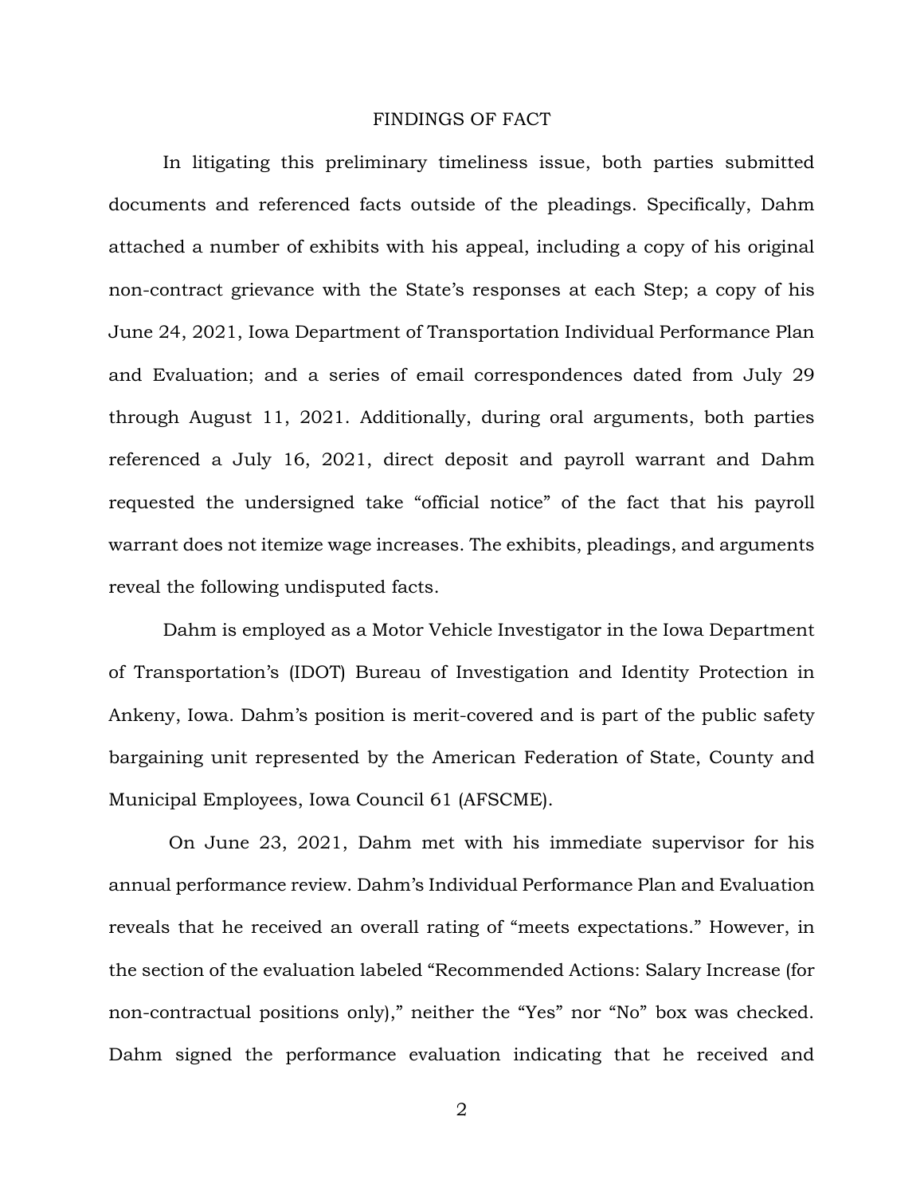## FINDINGS OF FACT

In litigating this preliminary timeliness issue, both parties submitted documents and referenced facts outside of the pleadings. Specifically, Dahm attached a number of exhibits with his appeal, including a copy of his original non-contract grievance with the State's responses at each Step; a copy of his June 24, 2021, Iowa Department of Transportation Individual Performance Plan and Evaluation; and a series of email correspondences dated from July 29 through August 11, 2021. Additionally, during oral arguments, both parties referenced a July 16, 2021, direct deposit and payroll warrant and Dahm requested the undersigned take "official notice" of the fact that his payroll warrant does not itemize wage increases. The exhibits, pleadings, and arguments reveal the following undisputed facts.

Dahm is employed as a Motor Vehicle Investigator in the Iowa Department of Transportation's (IDOT) Bureau of Investigation and Identity Protection in Ankeny, Iowa. Dahm's position is merit-covered and is part of the public safety bargaining unit represented by the American Federation of State, County and Municipal Employees, Iowa Council 61 (AFSCME).

On June 23, 2021, Dahm met with his immediate supervisor for his annual performance review. Dahm's Individual Performance Plan and Evaluation reveals that he received an overall rating of "meets expectations." However, in the section of the evaluation labeled "Recommended Actions: Salary Increase (for non-contractual positions only)," neither the "Yes" nor "No" box was checked. Dahm signed the performance evaluation indicating that he received and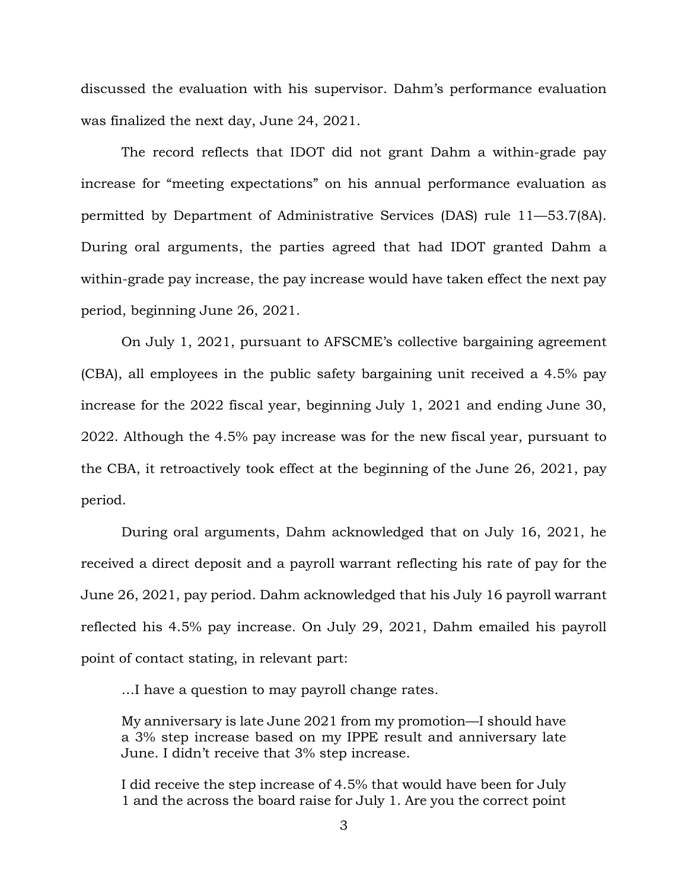discussed the evaluation with his supervisor. Dahm's performance evaluation was finalized the next day, June 24, 2021.

The record reflects that IDOT did not grant Dahm a within-grade pay increase for "meeting expectations" on his annual performance evaluation as permitted by Department of Administrative Services (DAS) rule 11—53.7(8A). During oral arguments, the parties agreed that had IDOT granted Dahm a within-grade pay increase, the pay increase would have taken effect the next pay period, beginning June 26, 2021.

On July 1, 2021, pursuant to AFSCME's collective bargaining agreement (CBA), all employees in the public safety bargaining unit received a 4.5% pay increase for the 2022 fiscal year, beginning July 1, 2021 and ending June 30, 2022. Although the 4.5% pay increase was for the new fiscal year, pursuant to the CBA, it retroactively took effect at the beginning of the June 26, 2021, pay period.

During oral arguments, Dahm acknowledged that on July 16, 2021, he received a direct deposit and a payroll warrant reflecting his rate of pay for the June 26, 2021, pay period. Dahm acknowledged that his July 16 payroll warrant reflected his 4.5% pay increase. On July 29, 2021, Dahm emailed his payroll point of contact stating, in relevant part:

> …I have a question to may payroll change rates.
>
> My anniversary is late June 2021 from my promotion—I should have a 3% step increase based on my IPPE result and anniversary late June. I didn't receive that 3% step increase.
>
> I did receive the step increase of 4.5% that would have been for July 1 and the across the board raise for July 1. Are you the correct point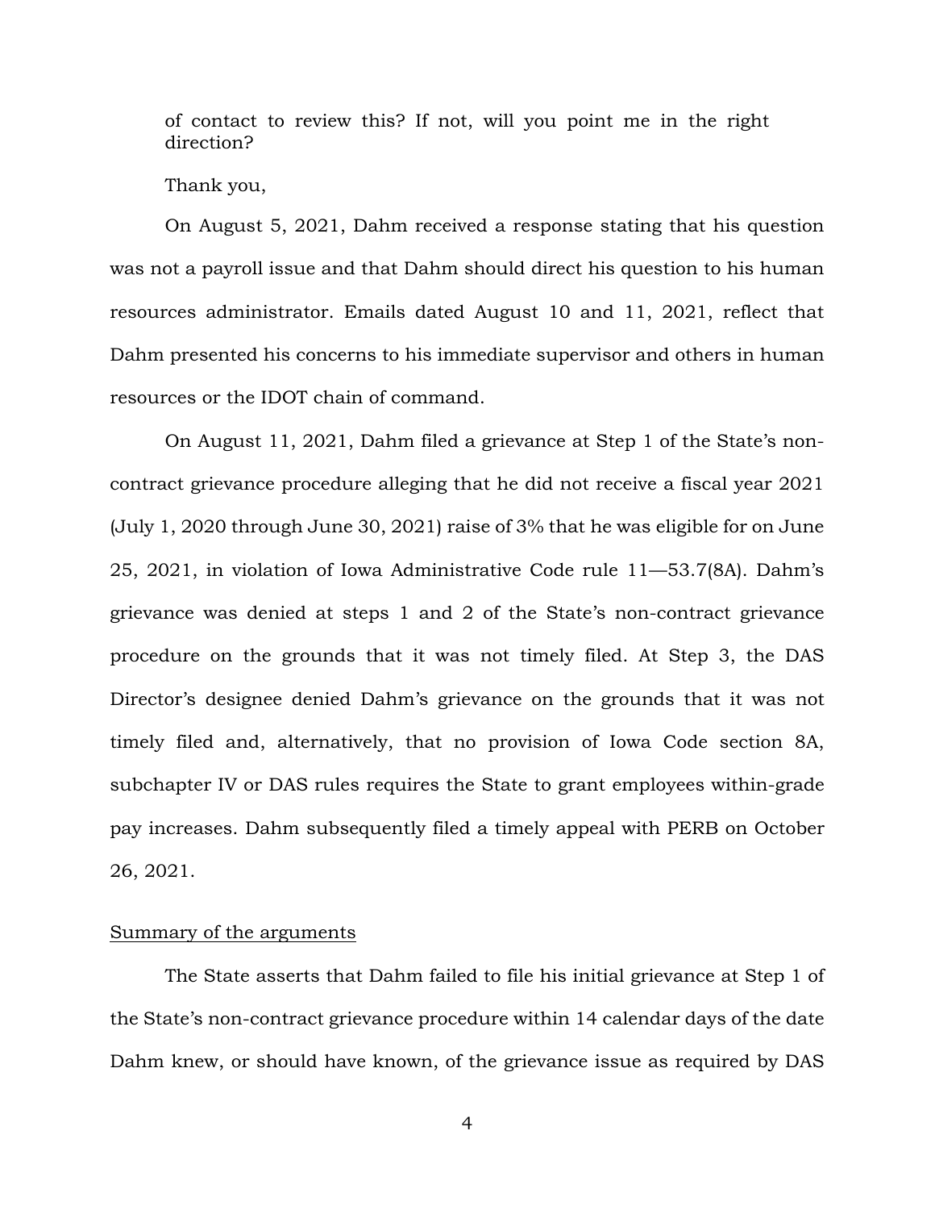of contact to review this? If not, will you point me in the right direction?

Thank you,

On August 5, 2021, Dahm received a response stating that his question was not a payroll issue and that Dahm should direct his question to his human resources administrator. Emails dated August 10 and 11, 2021, reflect that Dahm presented his concerns to his immediate supervisor and others in human resources or the IDOT chain of command.

On August 11, 2021, Dahm filed a grievance at Step 1 of the State's non-contract grievance procedure alleging that he did not receive a fiscal year 2021 (July 1, 2020 through June 30, 2021) raise of 3% that he was eligible for on June 25, 2021, in violation of Iowa Administrative Code rule 11—53.7(8A). Dahm's grievance was denied at steps 1 and 2 of the State's non-contract grievance procedure on the grounds that it was not timely filed. At Step 3, the DAS Director's designee denied Dahm's grievance on the grounds that it was not timely filed and, alternatively, that no provision of Iowa Code section 8A, subchapter IV or DAS rules requires the State to grant employees within-grade pay increases. Dahm subsequently filed a timely appeal with PERB on October 26, 2021.

<u>Summary of the arguments</u>

The State asserts that Dahm failed to file his initial grievance at Step 1 of the State's non-contract grievance procedure within 14 calendar days of the date Dahm knew, or should have known, of the grievance issue as required by DAS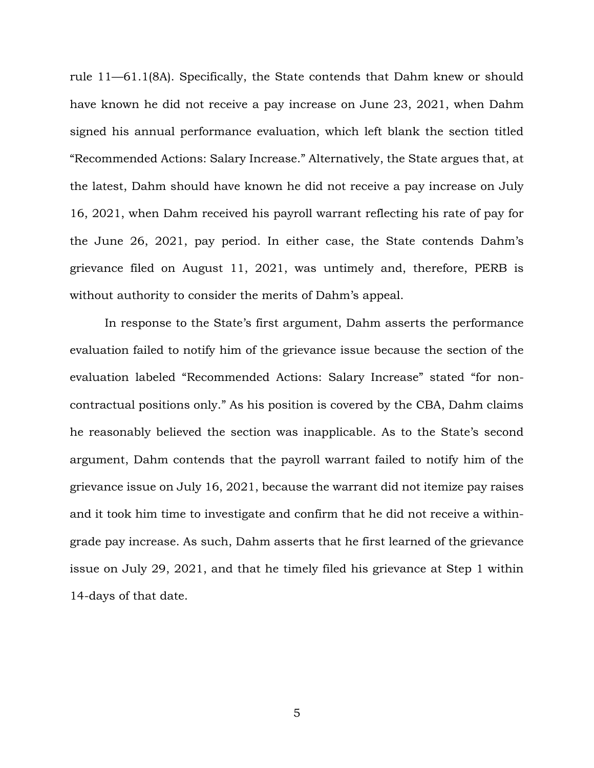rule 11—61.1(8A). Specifically, the State contends that Dahm knew or should have known he did not receive a pay increase on June 23, 2021, when Dahm signed his annual performance evaluation, which left blank the section titled "Recommended Actions: Salary Increase." Alternatively, the State argues that, at the latest, Dahm should have known he did not receive a pay increase on July 16, 2021, when Dahm received his payroll warrant reflecting his rate of pay for the June 26, 2021, pay period. In either case, the State contends Dahm's grievance filed on August 11, 2021, was untimely and, therefore, PERB is without authority to consider the merits of Dahm's appeal.

In response to the State's first argument, Dahm asserts the performance evaluation failed to notify him of the grievance issue because the section of the evaluation labeled "Recommended Actions: Salary Increase" stated "for non-contractual positions only." As his position is covered by the CBA, Dahm claims he reasonably believed the section was inapplicable. As to the State's second argument, Dahm contends that the payroll warrant failed to notify him of the grievance issue on July 16, 2021, because the warrant did not itemize pay raises and it took him time to investigate and confirm that he did not receive a within-grade pay increase. As such, Dahm asserts that he first learned of the grievance issue on July 29, 2021, and that he timely filed his grievance at Step 1 within 14-days of that date.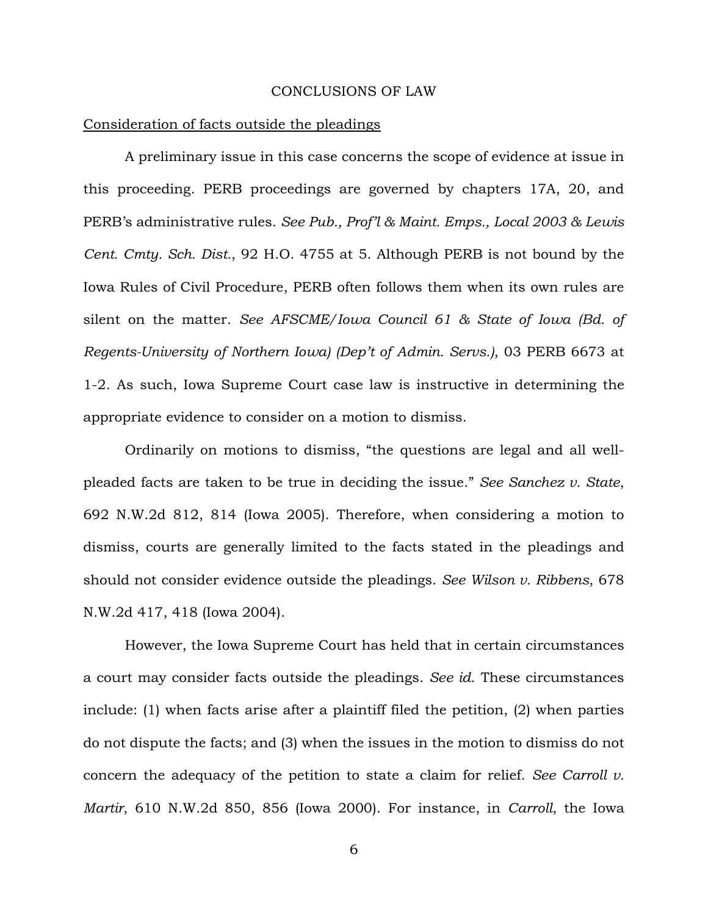# CONCLUSIONS OF LAW

Consideration of facts outside the pleadings

A preliminary issue in this case concerns the scope of evidence at issue in this proceeding. PERB proceedings are governed by chapters 17A, 20, and PERB's administrative rules. *See Pub., Prof'l & Maint. Emps., Local 2003 & Lewis Cent. Cmty. Sch. Dist.*, 92 H.O. 4755 at 5. Although PERB is not bound by the Iowa Rules of Civil Procedure, PERB often follows them when its own rules are silent on the matter. *See AFSCME/Iowa Council 61 & State of Iowa (Bd. of Regents-University of Northern Iowa) (Dep't of Admin. Servs.)*, 03 PERB 6673 at 1-2. As such, Iowa Supreme Court case law is instructive in determining the appropriate evidence to consider on a motion to dismiss.

Ordinarily on motions to dismiss, "the questions are legal and all well-pleaded facts are taken to be true in deciding the issue." *See Sanchez v. State*, 692 N.W.2d 812, 814 (Iowa 2005). Therefore, when considering a motion to dismiss, courts are generally limited to the facts stated in the pleadings and should not consider evidence outside the pleadings. *See Wilson v. Ribbens*, 678 N.W.2d 417, 418 (Iowa 2004).

However, the Iowa Supreme Court has held that in certain circumstances a court may consider facts outside the pleadings. *See id.* These circumstances include: (1) when facts arise after a plaintiff filed the petition, (2) when parties do not dispute the facts; and (3) when the issues in the motion to dismiss do not concern the adequacy of the petition to state a claim for relief. *See Carroll v. Martir*, 610 N.W.2d 850, 856 (Iowa 2000). For instance, in *Carroll*, the Iowa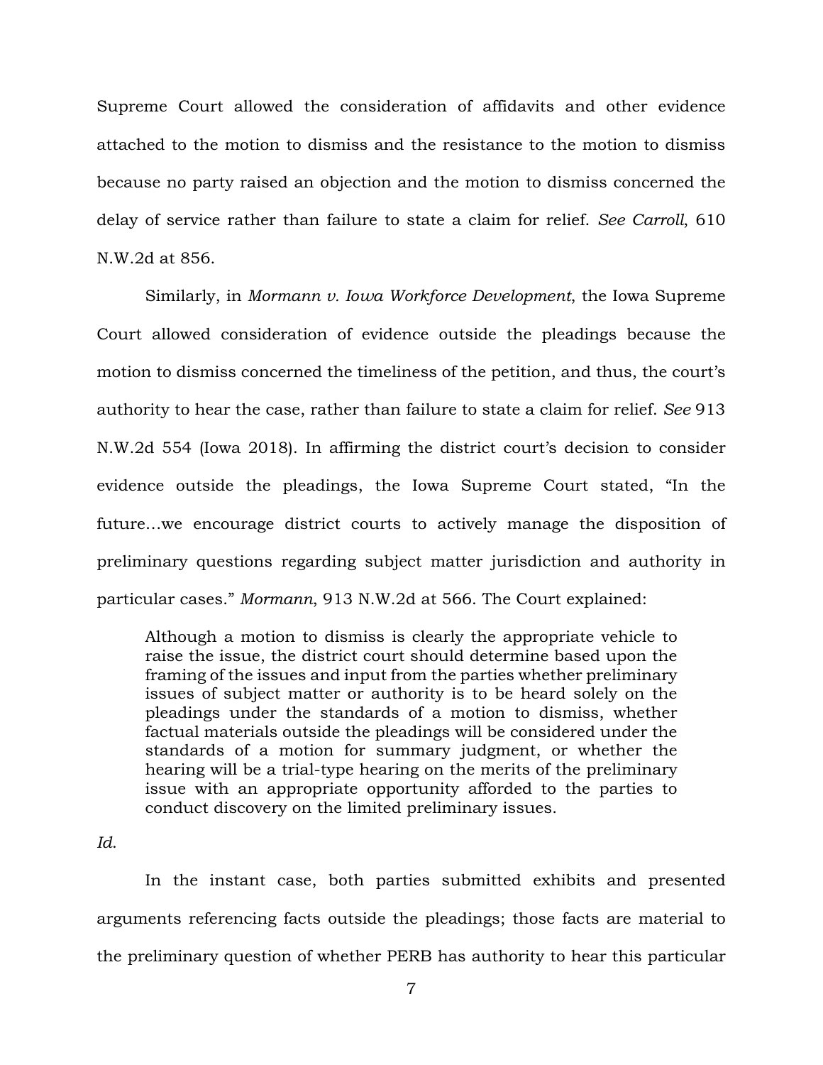Supreme Court allowed the consideration of affidavits and other evidence attached to the motion to dismiss and the resistance to the motion to dismiss because no party raised an objection and the motion to dismiss concerned the delay of service rather than failure to state a claim for relief. *See Carroll*, 610 N.W.2d at 856.

Similarly, in *Mormann v. Iowa Workforce Development*, the Iowa Supreme Court allowed consideration of evidence outside the pleadings because the motion to dismiss concerned the timeliness of the petition, and thus, the court's authority to hear the case, rather than failure to state a claim for relief. *See* 913 N.W.2d 554 (Iowa 2018). In affirming the district court's decision to consider evidence outside the pleadings, the Iowa Supreme Court stated, "In the future…we encourage district courts to actively manage the disposition of preliminary questions regarding subject matter jurisdiction and authority in particular cases." *Mormann*, 913 N.W.2d at 566. The Court explained:

> Although a motion to dismiss is clearly the appropriate vehicle to raise the issue, the district court should determine based upon the framing of the issues and input from the parties whether preliminary issues of subject matter or authority is to be heard solely on the pleadings under the standards of a motion to dismiss, whether factual materials outside the pleadings will be considered under the standards of a motion for summary judgment, or whether the hearing will be a trial-type hearing on the merits of the preliminary issue with an appropriate opportunity afforded to the parties to conduct discovery on the limited preliminary issues.

*Id.*

In the instant case, both parties submitted exhibits and presented arguments referencing facts outside the pleadings; those facts are material to the preliminary question of whether PERB has authority to hear this particular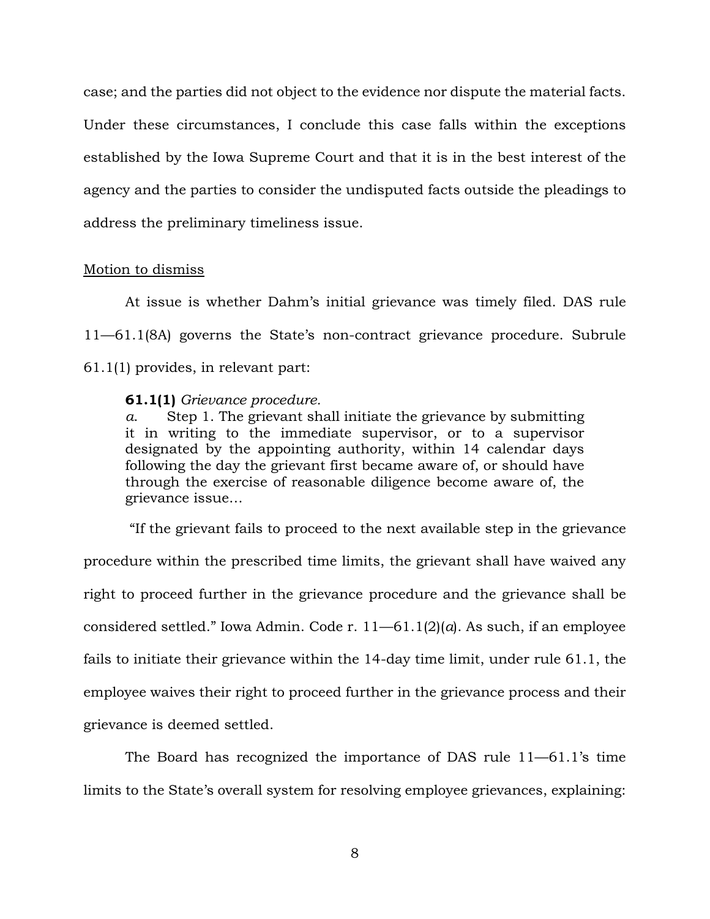case; and the parties did not object to the evidence nor dispute the material facts. Under these circumstances, I conclude this case falls within the exceptions established by the Iowa Supreme Court and that it is in the best interest of the agency and the parties to consider the undisputed facts outside the pleadings to address the preliminary timeliness issue.

<u>Motion to dismiss</u>

At issue is whether Dahm's initial grievance was timely filed. DAS rule 11—61.1(8A) governs the State's non-contract grievance procedure. Subrule 61.1(1) provides, in relevant part:

> **61.1(1)** *Grievance procedure.*
> *a.* Step 1. The grievant shall initiate the grievance by submitting it in writing to the immediate supervisor, or to a supervisor designated by the appointing authority, within 14 calendar days following the day the grievant first became aware of, or should have through the exercise of reasonable diligence become aware of, the grievance issue…

"If the grievant fails to proceed to the next available step in the grievance procedure within the prescribed time limits, the grievant shall have waived any right to proceed further in the grievance procedure and the grievance shall be considered settled." Iowa Admin. Code r. 11—61.1(2)(*a*). As such, if an employee fails to initiate their grievance within the 14-day time limit, under rule 61.1, the employee waives their right to proceed further in the grievance process and their grievance is deemed settled.

The Board has recognized the importance of DAS rule 11—61.1's time limits to the State's overall system for resolving employee grievances, explaining: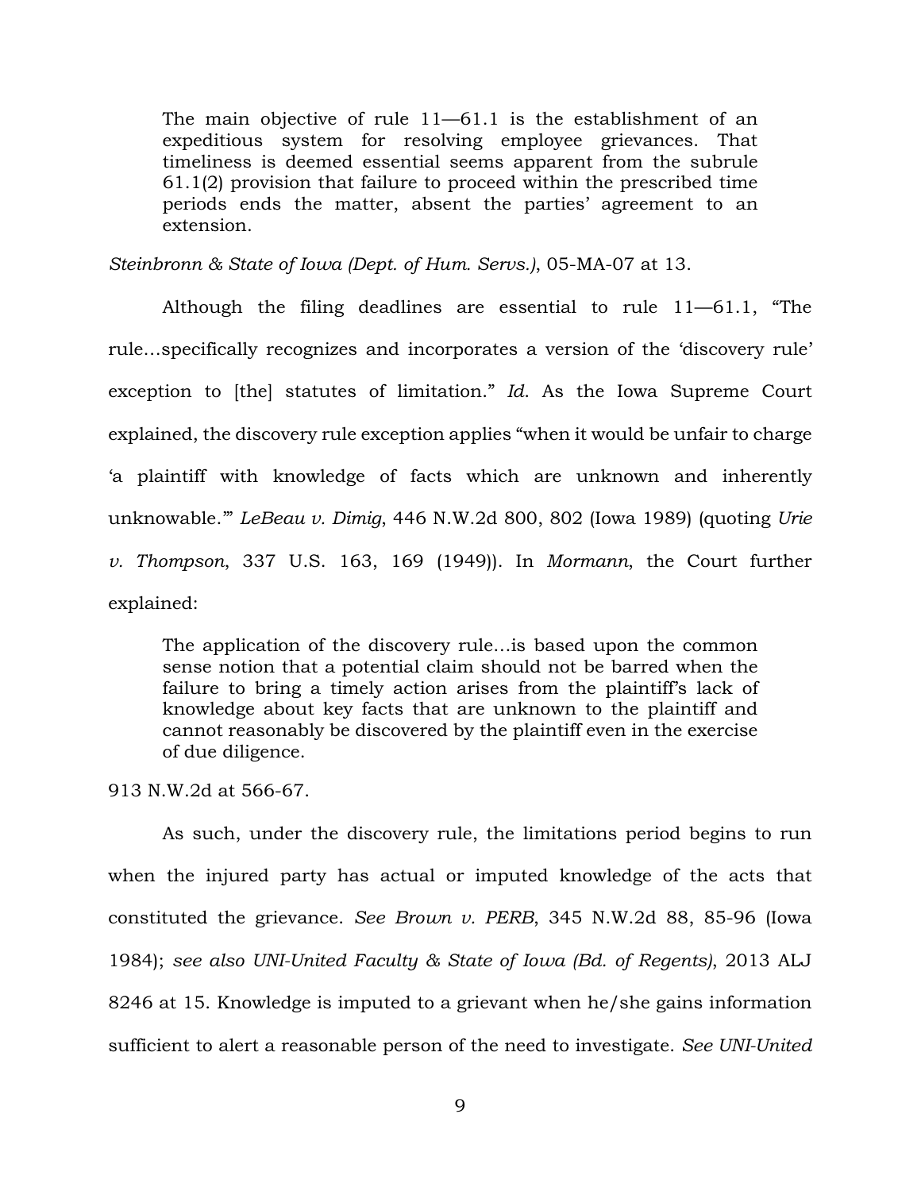> The main objective of rule 11—61.1 is the establishment of an expeditious system for resolving employee grievances. That timeliness is deemed essential seems apparent from the subrule 61.1(2) provision that failure to proceed within the prescribed time periods ends the matter, absent the parties' agreement to an extension.

*Steinbronn & State of Iowa (Dept. of Hum. Servs.)*, 05-MA-07 at 13.

Although the filing deadlines are essential to rule 11—61.1, "The rule…specifically recognizes and incorporates a version of the 'discovery rule' exception to [the] statutes of limitation." *Id.* As the Iowa Supreme Court explained, the discovery rule exception applies "when it would be unfair to charge 'a plaintiff with knowledge of facts which are unknown and inherently unknowable.'" *LeBeau v. Dimig*, 446 N.W.2d 800, 802 (Iowa 1989) (quoting *Urie v. Thompson*, 337 U.S. 163, 169 (1949)). In *Mormann*, the Court further explained:

> The application of the discovery rule…is based upon the common sense notion that a potential claim should not be barred when the failure to bring a timely action arises from the plaintiff's lack of knowledge about key facts that are unknown to the plaintiff and cannot reasonably be discovered by the plaintiff even in the exercise of due diligence.

913 N.W.2d at 566-67.

As such, under the discovery rule, the limitations period begins to run when the injured party has actual or imputed knowledge of the acts that constituted the grievance. *See Brown v. PERB*, 345 N.W.2d 88, 85-96 (Iowa 1984); *see also UNI-United Faculty & State of Iowa (Bd. of Regents)*, 2013 ALJ 8246 at 15. Knowledge is imputed to a grievant when he/she gains information sufficient to alert a reasonable person of the need to investigate. *See UNI-United*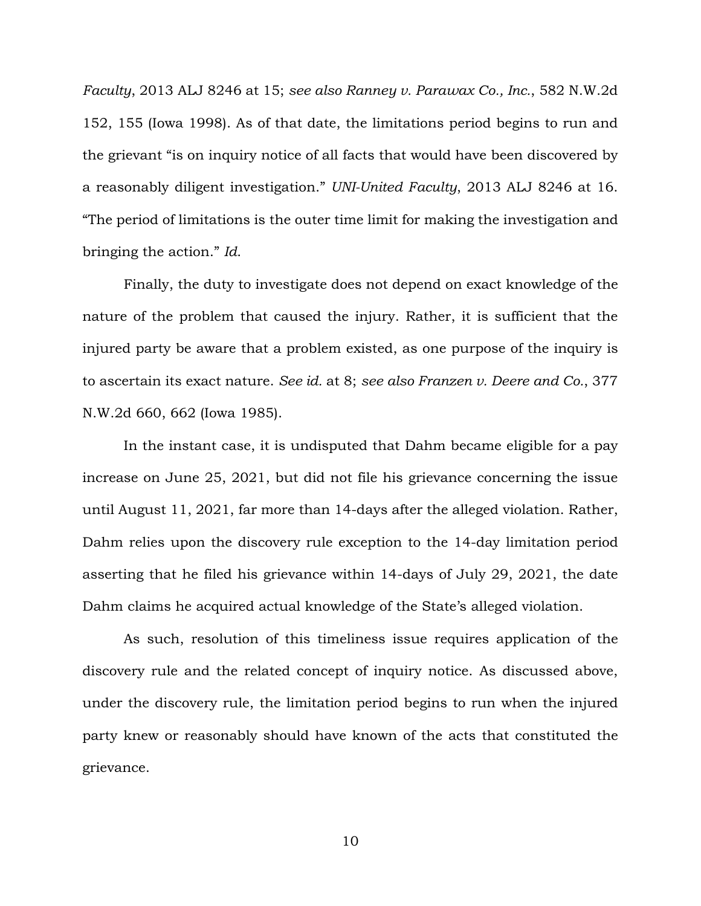*Faculty*, 2013 ALJ 8246 at 15; *see also Ranney v. Parawax Co., Inc.*, 582 N.W.2d 152, 155 (Iowa 1998). As of that date, the limitations period begins to run and the grievant "is on inquiry notice of all facts that would have been discovered by a reasonably diligent investigation." *UNI-United Faculty*, 2013 ALJ 8246 at 16. "The period of limitations is the outer time limit for making the investigation and bringing the action." *Id.*

Finally, the duty to investigate does not depend on exact knowledge of the nature of the problem that caused the injury. Rather, it is sufficient that the injured party be aware that a problem existed, as one purpose of the inquiry is to ascertain its exact nature. *See id.* at 8; *see also Franzen v. Deere and Co.*, 377 N.W.2d 660, 662 (Iowa 1985).

In the instant case, it is undisputed that Dahm became eligible for a pay increase on June 25, 2021, but did not file his grievance concerning the issue until August 11, 2021, far more than 14-days after the alleged violation. Rather, Dahm relies upon the discovery rule exception to the 14-day limitation period asserting that he filed his grievance within 14-days of July 29, 2021, the date Dahm claims he acquired actual knowledge of the State's alleged violation.

As such, resolution of this timeliness issue requires application of the discovery rule and the related concept of inquiry notice. As discussed above, under the discovery rule, the limitation period begins to run when the injured party knew or reasonably should have known of the acts that constituted the grievance.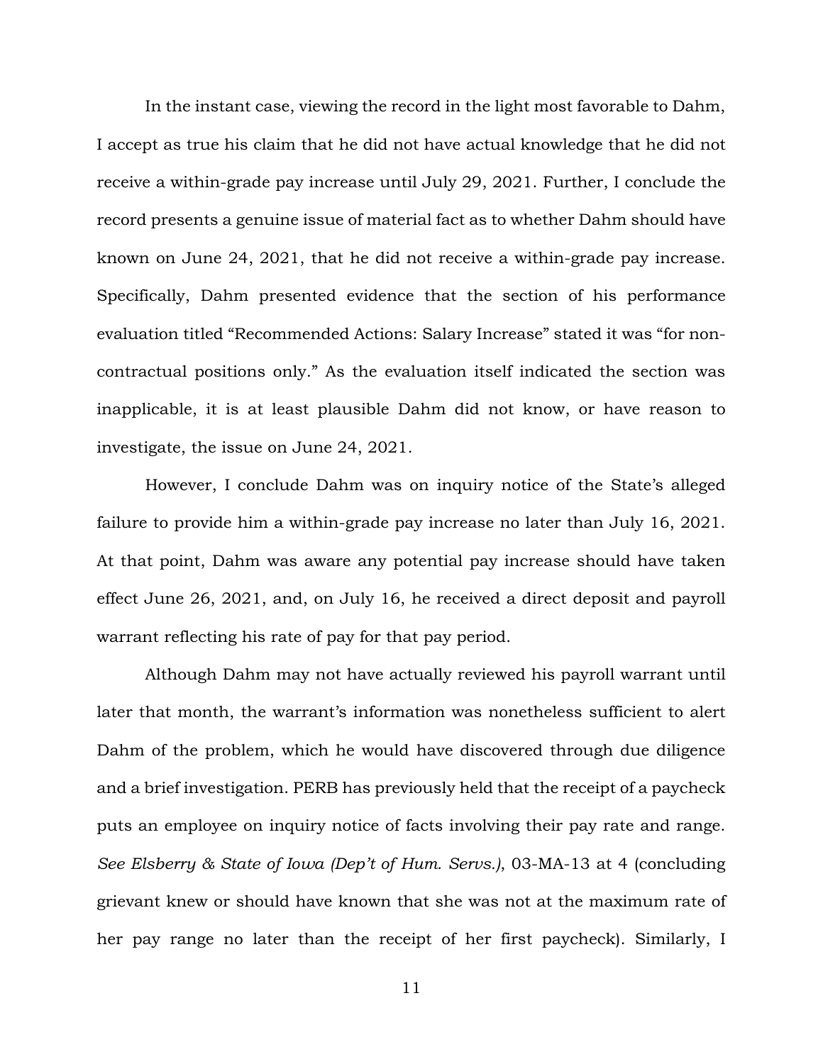In the instant case, viewing the record in the light most favorable to Dahm, I accept as true his claim that he did not have actual knowledge that he did not receive a within-grade pay increase until July 29, 2021. Further, I conclude the record presents a genuine issue of material fact as to whether Dahm should have known on June 24, 2021, that he did not receive a within-grade pay increase. Specifically, Dahm presented evidence that the section of his performance evaluation titled "Recommended Actions: Salary Increase" stated it was "for non-contractual positions only." As the evaluation itself indicated the section was inapplicable, it is at least plausible Dahm did not know, or have reason to investigate, the issue on June 24, 2021.

However, I conclude Dahm was on inquiry notice of the State's alleged failure to provide him a within-grade pay increase no later than July 16, 2021. At that point, Dahm was aware any potential pay increase should have taken effect June 26, 2021, and, on July 16, he received a direct deposit and payroll warrant reflecting his rate of pay for that pay period.

Although Dahm may not have actually reviewed his payroll warrant until later that month, the warrant's information was nonetheless sufficient to alert Dahm of the problem, which he would have discovered through due diligence and a brief investigation. PERB has previously held that the receipt of a paycheck puts an employee on inquiry notice of facts involving their pay rate and range. *See Elsberry & State of Iowa (Dep't of Hum. Servs.)*, 03-MA-13 at 4 (concluding grievant knew or should have known that she was not at the maximum rate of her pay range no later than the receipt of her first paycheck). Similarly, I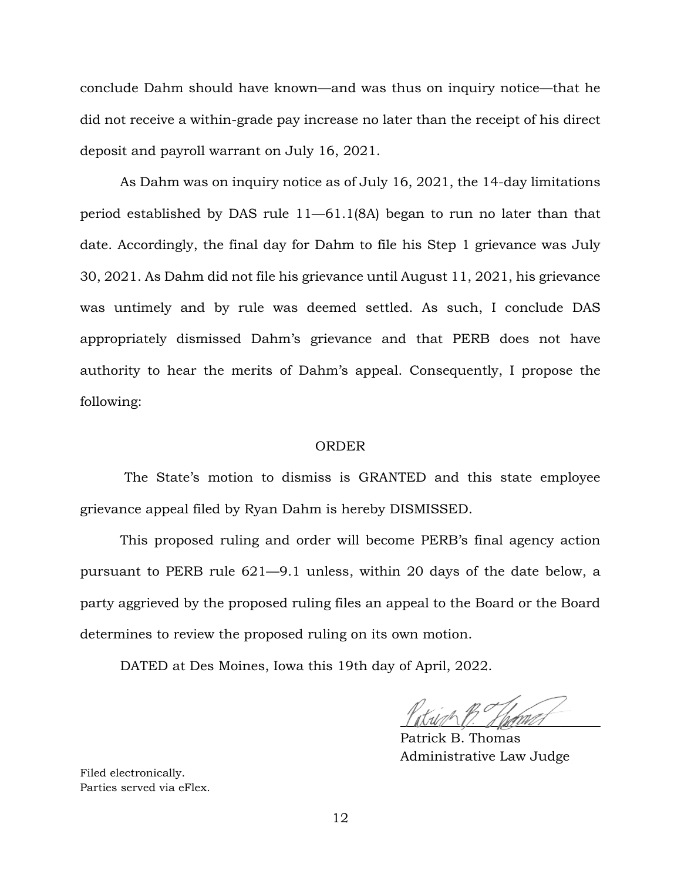conclude Dahm should have known—and was thus on inquiry notice—that he did not receive a within-grade pay increase no later than the receipt of his direct deposit and payroll warrant on July 16, 2021.

As Dahm was on inquiry notice as of July 16, 2021, the 14-day limitations period established by DAS rule 11—61.1(8A) began to run no later than that date. Accordingly, the final day for Dahm to file his Step 1 grievance was July 30, 2021. As Dahm did not file his grievance until August 11, 2021, his grievance was untimely and by rule was deemed settled. As such, I conclude DAS appropriately dismissed Dahm's grievance and that PERB does not have authority to hear the merits of Dahm's appeal. Consequently, I propose the following:

## ORDER

The State's motion to dismiss is GRANTED and this state employee grievance appeal filed by Ryan Dahm is hereby DISMISSED.

This proposed ruling and order will become PERB's final agency action pursuant to PERB rule 621—9.1 unless, within 20 days of the date below, a party aggrieved by the proposed ruling files an appeal to the Board or the Board determines to review the proposed ruling on its own motion.

DATED at Des Moines, Iowa this 19th day of April, 2022.

Patrick B. Thomas
Administrative Law Judge

Filed electronically.
Parties served via eFlex.